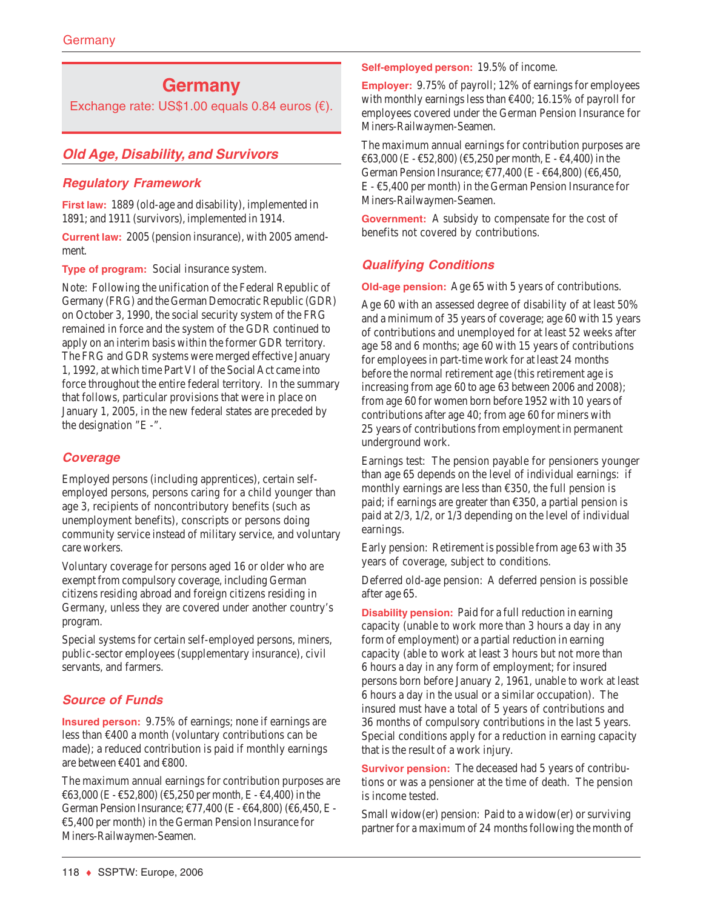# Germany

Exchange rate: US$1.00 equals 0.84 euros (€).

## Old Age, Disability, and Survivors

### Regulatory Framework

**First law:** 1889 (old-age and disability), implemented in 1891; and 1911 (survivors), implemented in 1914.

**Current law:** 2005 (pension insurance), with 2005 amendment.

**Type of program:** Social insurance system.

Note: Following the unification of the Federal Republic of Germany (FRG) and the German Democratic Republic (GDR) on October 3, 1990, the social security system of the FRG remained in force and the system of the GDR continued to apply on an interim basis within the former GDR territory. The FRG and GDR systems were merged effective January 1, 1992, at which time Part VI of the Social Act came into force throughout the entire federal territory. In the summary that follows, particular provisions that were in place on January 1, 2005, in the new federal states are preceded by the designation "E -".

### Coverage

Employed persons (including apprentices), certain self-employed persons, persons caring for a child younger than age 3, recipients of noncontributory benefits (such as unemployment benefits), conscripts or persons doing community service instead of military service, and voluntary care workers.

Voluntary coverage for persons aged 16 or older who are exempt from compulsory coverage, including German citizens residing abroad and foreign citizens residing in Germany, unless they are covered under another country's program.

Special systems for certain self-employed persons, miners, public-sector employees (supplementary insurance), civil servants, and farmers.

### Source of Funds

**Insured person:** 9.75% of earnings; none if earnings are less than €400 a month (voluntary contributions can be made); a reduced contribution is paid if monthly earnings are between €401 and €800.

The maximum annual earnings for contribution purposes are €63,000 (E - €52,800) (€5,250 per month, E - €4,400) in the German Pension Insurance; €77,400 (E - €64,800) (€6,450, E - €5,400 per month) in the German Pension Insurance for Miners-Railwaymen-Seamen.

**Self-employed person:** 19.5% of income.

**Employer:** 9.75% of payroll; 12% of earnings for employees with monthly earnings less than €400; 16.15% of payroll for employees covered under the German Pension Insurance for Miners-Railwaymen-Seamen.

The maximum annual earnings for contribution purposes are €63,000 (E - €52,800) (€5,250 per month, E - €4,400) in the German Pension Insurance; €77,400 (E - €64,800) (€6,450, E - €5,400 per month) in the German Pension Insurance for Miners-Railwaymen-Seamen.

**Government:** A subsidy to compensate for the cost of benefits not covered by contributions.

### Qualifying Conditions

**Old-age pension:** Age 65 with 5 years of contributions.

Age 60 with an assessed degree of disability of at least 50% and a minimum of 35 years of coverage; age 60 with 15 years of contributions and unemployed for at least 52 weeks after age 58 and 6 months; age 60 with 15 years of contributions for employees in part-time work for at least 24 months before the normal retirement age (this retirement age is increasing from age 60 to age 63 between 2006 and 2008); from age 60 for women born before 1952 with 10 years of contributions after age 40; from age 60 for miners with 25 years of contributions from employment in permanent underground work.

Earnings test: The pension payable for pensioners younger than age 65 depends on the level of individual earnings: if monthly earnings are less than €350, the full pension is paid; if earnings are greater than €350, a partial pension is paid at 2/3, 1/2, or 1/3 depending on the level of individual earnings.

Early pension: Retirement is possible from age 63 with 35 years of coverage, subject to conditions.

Deferred old-age pension: A deferred pension is possible after age 65.

**Disability pension:** Paid for a full reduction in earning capacity (unable to work more than 3 hours a day in any form of employment) or a partial reduction in earning capacity (able to work at least 3 hours but not more than 6 hours a day in any form of employment; for insured persons born before January 2, 1961, unable to work at least 6 hours a day in the usual or a similar occupation). The insured must have a total of 5 years of contributions and 36 months of compulsory contributions in the last 5 years. Special conditions apply for a reduction in earning capacity that is the result of a work injury.

**Survivor pension:** The deceased had 5 years of contributions or was a pensioner at the time of death. The pension is income tested.

Small widow(er) pension: Paid to a widow(er) or surviving partner for a maximum of 24 months following the month of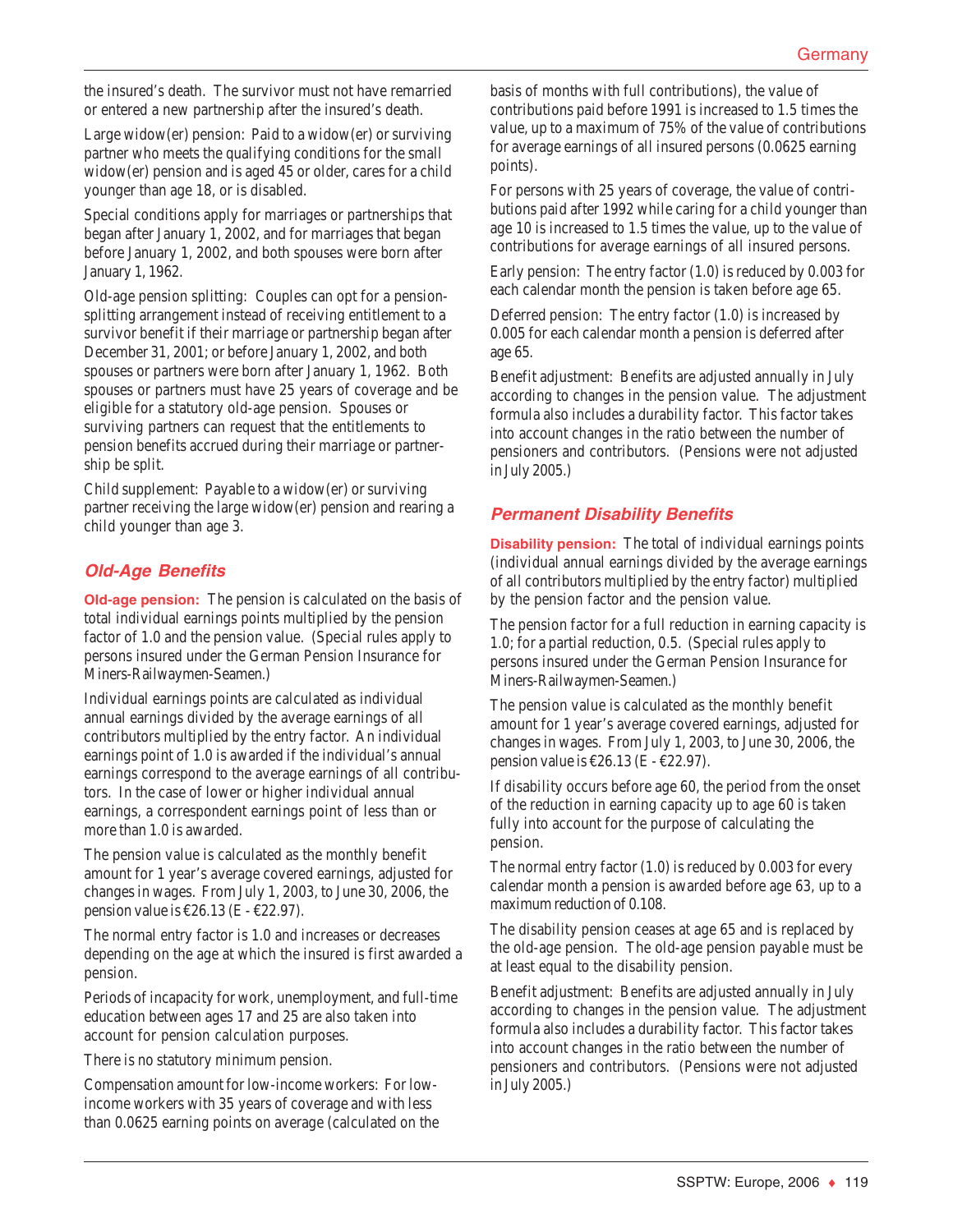the insured's death. The survivor must not have remarried or entered a new partnership after the insured's death.

Large widow(er) pension: Paid to a widow(er) or surviving partner who meets the qualifying conditions for the small widow(er) pension and is aged 45 or older, cares for a child younger than age 18, or is disabled.

Special conditions apply for marriages or partnerships that began after January 1, 2002, and for marriages that began before January 1, 2002, and both spouses were born after January 1, 1962.

Old-age pension splitting: Couples can opt for a pension-splitting arrangement instead of receiving entitlement to a survivor benefit if their marriage or partnership began after December 31, 2001; or before January 1, 2002, and both spouses or partners were born after January 1, 1962. Both spouses or partners must have 25 years of coverage and be eligible for a statutory old-age pension. Spouses or surviving partners can request that the entitlements to pension benefits accrued during their marriage or partnership be split.

Child supplement: Payable to a widow(er) or surviving partner receiving the large widow(er) pension and rearing a child younger than age 3.

## Old-Age Benefits

**Old-age pension:** The pension is calculated on the basis of total individual earnings points multiplied by the pension factor of 1.0 and the pension value. (Special rules apply to persons insured under the German Pension Insurance for Miners-Railwaymen-Seamen.)

Individual earnings points are calculated as individual annual earnings divided by the average earnings of all contributors multiplied by the entry factor. An individual earnings point of 1.0 is awarded if the individual's annual earnings correspond to the average earnings of all contributors. In the case of lower or higher individual annual earnings, a correspondent earnings point of less than or more than 1.0 is awarded.

The pension value is calculated as the monthly benefit amount for 1 year's average covered earnings, adjusted for changes in wages. From July 1, 2003, to June 30, 2006, the pension value is €26.13 (E - €22.97).

The normal entry factor is 1.0 and increases or decreases depending on the age at which the insured is first awarded a pension.

Periods of incapacity for work, unemployment, and full-time education between ages 17 and 25 are also taken into account for pension calculation purposes.

There is no statutory minimum pension.

Compensation amount for low-income workers: For low-income workers with 35 years of coverage and with less than 0.0625 earning points on average (calculated on the basis of months with full contributions), the value of contributions paid before 1991 is increased to 1.5 times the value, up to a maximum of 75% of the value of contributions for average earnings of all insured persons (0.0625 earning points).

For persons with 25 years of coverage, the value of contributions paid after 1992 while caring for a child younger than age 10 is increased to 1.5 times the value, up to the value of contributions for average earnings of all insured persons.

Early pension: The entry factor (1.0) is reduced by 0.003 for each calendar month the pension is taken before age 65.

Deferred pension: The entry factor (1.0) is increased by 0.005 for each calendar month a pension is deferred after age 65.

Benefit adjustment: Benefits are adjusted annually in July according to changes in the pension value. The adjustment formula also includes a durability factor. This factor takes into account changes in the ratio between the number of pensioners and contributors. (Pensions were not adjusted in July 2005.)

## Permanent Disability Benefits

**Disability pension:** The total of individual earnings points (individual annual earnings divided by the average earnings of all contributors multiplied by the entry factor) multiplied by the pension factor and the pension value.

The pension factor for a full reduction in earning capacity is 1.0; for a partial reduction, 0.5. (Special rules apply to persons insured under the German Pension Insurance for Miners-Railwaymen-Seamen.)

The pension value is calculated as the monthly benefit amount for 1 year's average covered earnings, adjusted for changes in wages. From July 1, 2003, to June 30, 2006, the pension value is €26.13 (E - €22.97).

If disability occurs before age 60, the period from the onset of the reduction in earning capacity up to age 60 is taken fully into account for the purpose of calculating the pension.

The normal entry factor (1.0) is reduced by 0.003 for every calendar month a pension is awarded before age 63, up to a maximum reduction of 0.108.

The disability pension ceases at age 65 and is replaced by the old-age pension. The old-age pension payable must be at least equal to the disability pension.

Benefit adjustment: Benefits are adjusted annually in July according to changes in the pension value. The adjustment formula also includes a durability factor. This factor takes into account changes in the ratio between the number of pensioners and contributors. (Pensions were not adjusted in July 2005.)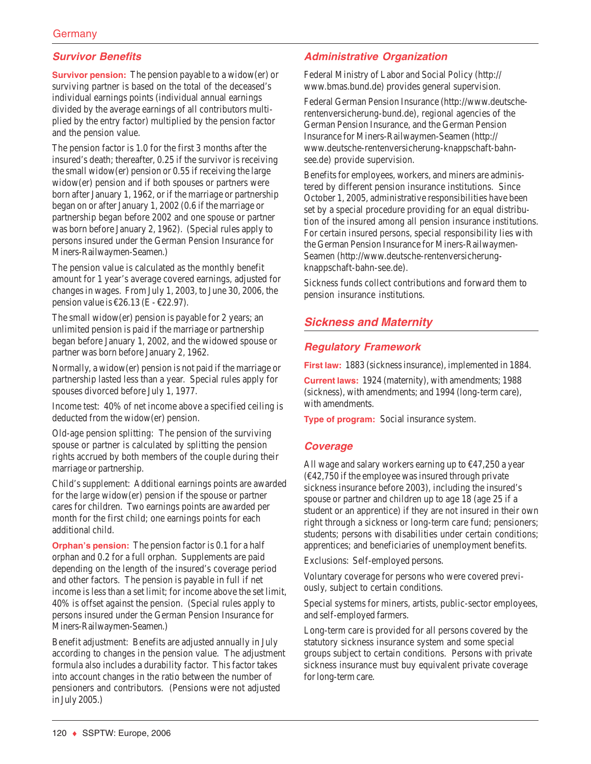## Survivor Benefits

**Survivor pension:** The pension payable to a widow(er) or surviving partner is based on the total of the deceased's individual earnings points (individual annual earnings divided by the average earnings of all contributors multiplied by the entry factor) multiplied by the pension factor and the pension value.

The pension factor is 1.0 for the first 3 months after the insured's death; thereafter, 0.25 if the survivor is receiving the small widow(er) pension or 0.55 if receiving the large widow(er) pension and if both spouses or partners were born after January 1, 1962, or if the marriage or partnership began on or after January 1, 2002 (0.6 if the marriage or partnership began before 2002 and one spouse or partner was born before January 2, 1962). (Special rules apply to persons insured under the German Pension Insurance for Miners-Railwaymen-Seamen.)

The pension value is calculated as the monthly benefit amount for 1 year's average covered earnings, adjusted for changes in wages. From July 1, 2003, to June 30, 2006, the pension value is €26.13 (E - €22.97).

The small widow(er) pension is payable for 2 years; an unlimited pension is paid if the marriage or partnership began before January 1, 2002, and the widowed spouse or partner was born before January 2, 1962.

Normally, a widow(er) pension is not paid if the marriage or partnership lasted less than a year. Special rules apply for spouses divorced before July 1, 1977.

Income test: 40% of net income above a specified ceiling is deducted from the widow(er) pension.

Old-age pension splitting: The pension of the surviving spouse or partner is calculated by splitting the pension rights accrued by both members of the couple during their marriage or partnership.

Child's supplement: Additional earnings points are awarded for the large widow(er) pension if the spouse or partner cares for children. Two earnings points are awarded per month for the first child; one earnings points for each additional child.

**Orphan's pension:** The pension factor is 0.1 for a half orphan and 0.2 for a full orphan. Supplements are paid depending on the length of the insured's coverage period and other factors. The pension is payable in full if net income is less than a set limit; for income above the set limit, 40% is offset against the pension. (Special rules apply to persons insured under the German Pension Insurance for Miners-Railwaymen-Seamen.)

Benefit adjustment: Benefits are adjusted annually in July according to changes in the pension value. The adjustment formula also includes a durability factor. This factor takes into account changes in the ratio between the number of pensioners and contributors. (Pensions were not adjusted in July 2005.)

## Administrative Organization

Federal Ministry of Labor and Social Policy (http://www.bmas.bund.de) provides general supervision.

Federal German Pension Insurance (http://www.deutsche-rentenversicherung-bund.de), regional agencies of the German Pension Insurance, and the German Pension Insurance for Miners-Railwaymen-Seamen (http://www.deutsche-rentenversicherung-knappschaft-bahn-see.de) provide supervision.

Benefits for employees, workers, and miners are administered by different pension insurance institutions. Since October 1, 2005, administrative responsibilities have been set by a special procedure providing for an equal distribution of the insured among all pension insurance institutions. For certain insured persons, special responsibility lies with the German Pension Insurance for Miners-Railwaymen-Seamen (http://www.deutsche-rentenversicherung-knappschaft-bahn-see.de).

Sickness funds collect contributions and forward them to pension insurance institutions.

# Sickness and Maternity

## Regulatory Framework

**First law:** 1883 (sickness insurance), implemented in 1884.

**Current laws:** 1924 (maternity), with amendments; 1988 (sickness), with amendments; and 1994 (long-term care), with amendments.

**Type of program:** Social insurance system.

## Coverage

All wage and salary workers earning up to €47,250 a year (€42,750 if the employee was insured through private sickness insurance before 2003), including the insured's spouse or partner and children up to age 18 (age 25 if a student or an apprentice) if they are not insured in their own right through a sickness or long-term care fund; pensioners; students; persons with disabilities under certain conditions; apprentices; and beneficiaries of unemployment benefits.

Exclusions: Self-employed persons.

Voluntary coverage for persons who were covered previously, subject to certain conditions.

Special systems for miners, artists, public-sector employees, and self-employed farmers.

Long-term care is provided for all persons covered by the statutory sickness insurance system and some special groups subject to certain conditions. Persons with private sickness insurance must buy equivalent private coverage for long-term care.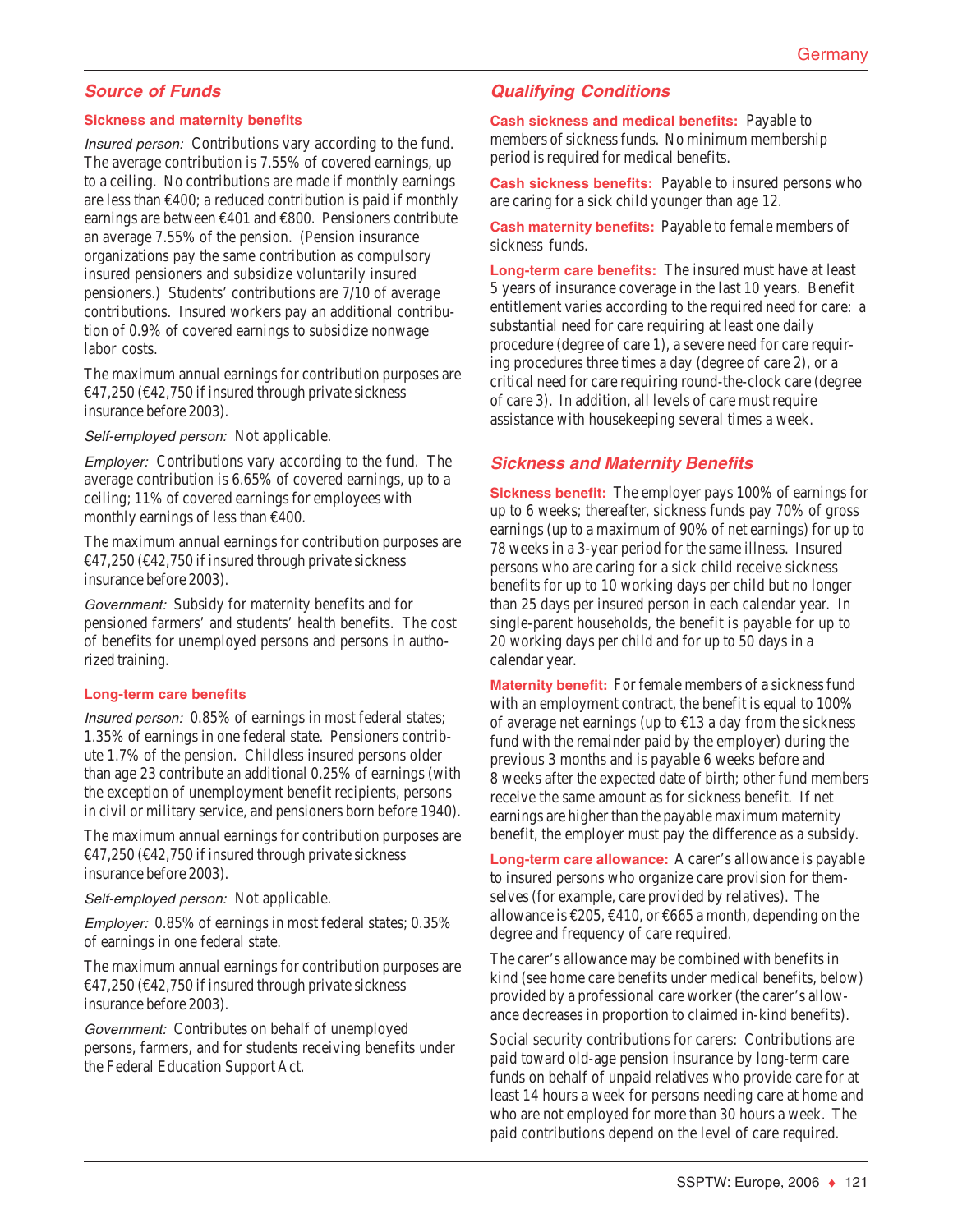## Source of Funds

### Sickness and maternity benefits

*Insured person:* Contributions vary according to the fund. The average contribution is 7.55% of covered earnings, up to a ceiling. No contributions are made if monthly earnings are less than €400; a reduced contribution is paid if monthly earnings are between €401 and €800. Pensioners contribute an average 7.55% of the pension. (Pension insurance organizations pay the same contribution as compulsory insured pensioners and subsidize voluntarily insured pensioners.) Students' contributions are 7/10 of average contributions. Insured workers pay an additional contribution of 0.9% of covered earnings to subsidize nonwage labor costs.

The maximum annual earnings for contribution purposes are €47,250 (€42,750 if insured through private sickness insurance before 2003).

*Self-employed person:* Not applicable.

*Employer:* Contributions vary according to the fund. The average contribution is 6.65% of covered earnings, up to a ceiling; 11% of covered earnings for employees with monthly earnings of less than €400.

The maximum annual earnings for contribution purposes are €47,250 (€42,750 if insured through private sickness insurance before 2003).

*Government:* Subsidy for maternity benefits and for pensioned farmers' and students' health benefits. The cost of benefits for unemployed persons and persons in authorized training.

### Long-term care benefits

*Insured person:* 0.85% of earnings in most federal states; 1.35% of earnings in one federal state. Pensioners contribute 1.7% of the pension. Childless insured persons older than age 23 contribute an additional 0.25% of earnings (with the exception of unemployment benefit recipients, persons in civil or military service, and pensioners born before 1940).

The maximum annual earnings for contribution purposes are €47,250 (€42,750 if insured through private sickness insurance before 2003).

*Self-employed person:* Not applicable.

*Employer:* 0.85% of earnings in most federal states; 0.35% of earnings in one federal state.

The maximum annual earnings for contribution purposes are €47,250 (€42,750 if insured through private sickness insurance before 2003).

*Government:* Contributes on behalf of unemployed persons, farmers, and for students receiving benefits under the Federal Education Support Act.

## Qualifying Conditions

**Cash sickness and medical benefits:** Payable to members of sickness funds. No minimum membership period is required for medical benefits.

**Cash sickness benefits:** Payable to insured persons who are caring for a sick child younger than age 12.

**Cash maternity benefits:** Payable to female members of sickness funds.

**Long-term care benefits:** The insured must have at least 5 years of insurance coverage in the last 10 years. Benefit entitlement varies according to the required need for care: a substantial need for care requiring at least one daily procedure (degree of care 1), a severe need for care requiring procedures three times a day (degree of care 2), or a critical need for care requiring round-the-clock care (degree of care 3). In addition, all levels of care must require assistance with housekeeping several times a week.

## Sickness and Maternity Benefits

**Sickness benefit:** The employer pays 100% of earnings for up to 6 weeks; thereafter, sickness funds pay 70% of gross earnings (up to a maximum of 90% of net earnings) for up to 78 weeks in a 3-year period for the same illness. Insured persons who are caring for a sick child receive sickness benefits for up to 10 working days per child but no longer than 25 days per insured person in each calendar year. In single-parent households, the benefit is payable for up to 20 working days per child and for up to 50 days in a calendar year.

**Maternity benefit:** For female members of a sickness fund with an employment contract, the benefit is equal to 100% of average net earnings (up to €13 a day from the sickness fund with the remainder paid by the employer) during the previous 3 months and is payable 6 weeks before and 8 weeks after the expected date of birth; other fund members receive the same amount as for sickness benefit. If net earnings are higher than the payable maximum maternity benefit, the employer must pay the difference as a subsidy.

**Long-term care allowance:** A carer's allowance is payable to insured persons who organize care provision for themselves (for example, care provided by relatives). The allowance is €205, €410, or €665 a month, depending on the degree and frequency of care required.

The carer's allowance may be combined with benefits in kind (see home care benefits under medical benefits, below) provided by a professional care worker (the carer's allowance decreases in proportion to claimed in-kind benefits).

Social security contributions for carers: Contributions are paid toward old-age pension insurance by long-term care funds on behalf of unpaid relatives who provide care for at least 14 hours a week for persons needing care at home and who are not employed for more than 30 hours a week. The paid contributions depend on the level of care required.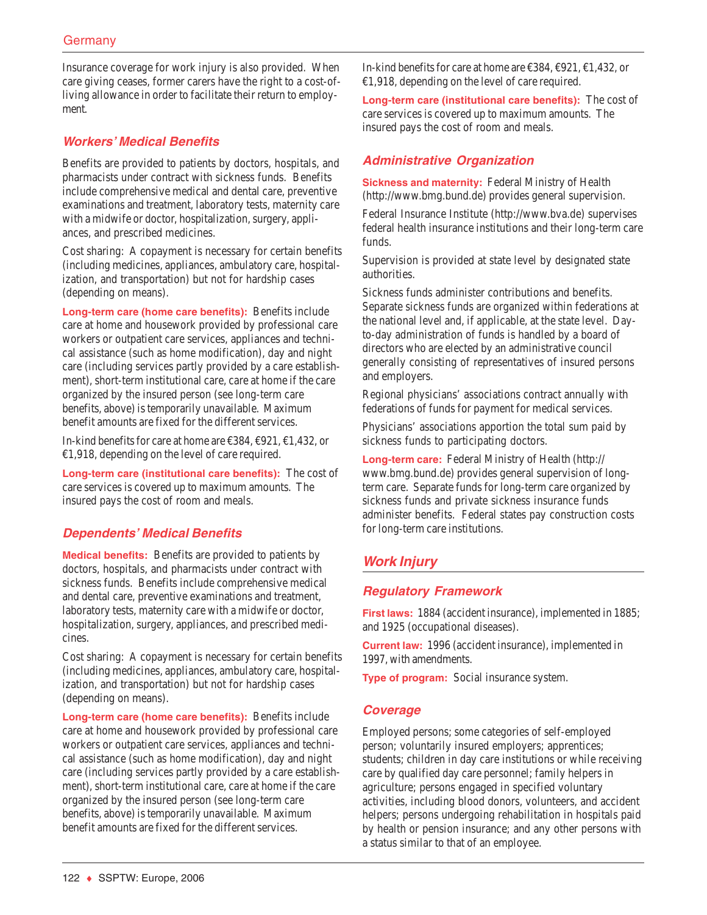Insurance coverage for work injury is also provided. When care giving ceases, former carers have the right to a cost-of-living allowance in order to facilitate their return to employment.

### *Workers' Medical Benefits*

Benefits are provided to patients by doctors, hospitals, and pharmacists under contract with sickness funds. Benefits include comprehensive medical and dental care, preventive examinations and treatment, laboratory tests, maternity care with a midwife or doctor, hospitalization, surgery, appliances, and prescribed medicines.

Cost sharing: A copayment is necessary for certain benefits (including medicines, appliances, ambulatory care, hospitalization, and transportation) but not for hardship cases (depending on means).

**Long-term care (home care benefits):** Benefits include care at home and housework provided by professional care workers or outpatient care services, appliances and technical assistance (such as home modification), day and night care (including services partly provided by a care establishment), short-term institutional care, care at home if the care organized by the insured person (see long-term care benefits, above) is temporarily unavailable. Maximum benefit amounts are fixed for the different services.

In-kind benefits for care at home are €384, €921, €1,432, or €1,918, depending on the level of care required.

**Long-term care (institutional care benefits):** The cost of care services is covered up to maximum amounts. The insured pays the cost of room and meals.

### *Dependents' Medical Benefits*

**Medical benefits:** Benefits are provided to patients by doctors, hospitals, and pharmacists under contract with sickness funds. Benefits include comprehensive medical and dental care, preventive examinations and treatment, laboratory tests, maternity care with a midwife or doctor, hospitalization, surgery, appliances, and prescribed medicines.

Cost sharing: A copayment is necessary for certain benefits (including medicines, appliances, ambulatory care, hospitalization, and transportation) but not for hardship cases (depending on means).

**Long-term care (home care benefits):** Benefits include care at home and housework provided by professional care workers or outpatient care services, appliances and technical assistance (such as home modification), day and night care (including services partly provided by a care establishment), short-term institutional care, care at home if the care organized by the insured person (see long-term care benefits, above) is temporarily unavailable. Maximum benefit amounts are fixed for the different services.

In-kind benefits for care at home are €384, €921, €1,432, or €1,918, depending on the level of care required.

**Long-term care (institutional care benefits):** The cost of care services is covered up to maximum amounts. The insured pays the cost of room and meals.

### *Administrative Organization*

**Sickness and maternity:** Federal Ministry of Health (http://www.bmg.bund.de) provides general supervision.

Federal Insurance Institute (http://www.bva.de) supervises federal health insurance institutions and their long-term care funds.

Supervision is provided at state level by designated state authorities.

Sickness funds administer contributions and benefits. Separate sickness funds are organized within federations at the national level and, if applicable, at the state level. Day-to-day administration of funds is handled by a board of directors who are elected by an administrative council generally consisting of representatives of insured persons and employers.

Regional physicians' associations contract annually with federations of funds for payment for medical services.

Physicians' associations apportion the total sum paid by sickness funds to participating doctors.

**Long-term care:** Federal Ministry of Health (http://www.bmg.bund.de) provides general supervision of long-term care. Separate funds for long-term care organized by sickness funds and private sickness insurance funds administer benefits. Federal states pay construction costs for long-term care institutions.

## *Work Injury*

### *Regulatory Framework*

**First laws:** 1884 (accident insurance), implemented in 1885; and 1925 (occupational diseases).

**Current law:** 1996 (accident insurance), implemented in 1997, with amendments.

**Type of program:** Social insurance system.

### *Coverage*

Employed persons; some categories of self-employed person; voluntarily insured employers; apprentices; students; children in day care institutions or while receiving care by qualified day care personnel; family helpers in agriculture; persons engaged in specified voluntary activities, including blood donors, volunteers, and accident helpers; persons undergoing rehabilitation in hospitals paid by health or pension insurance; and any other persons with a status similar to that of an employee.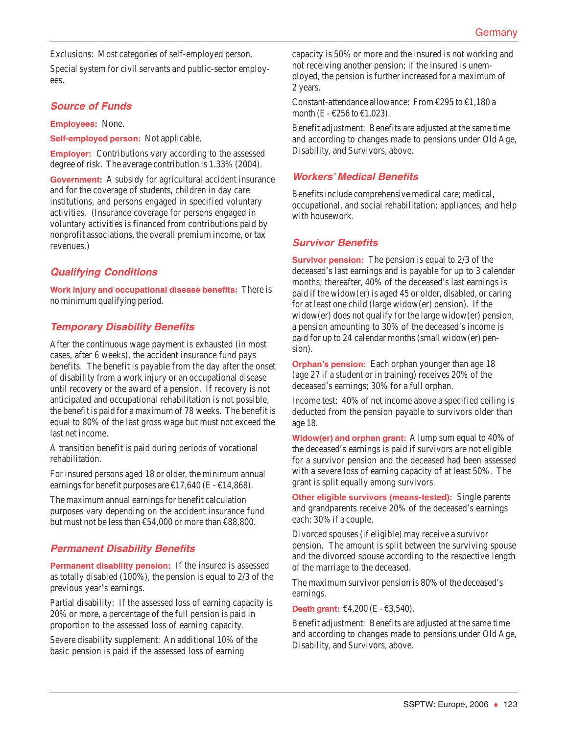Exclusions: Most categories of self-employed person.

Special system for civil servants and public-sector employees.

### Source of Funds

**Employees:** None.

**Self-employed person:** Not applicable.

**Employer:** Contributions vary according to the assessed degree of risk. The average contribution is 1.33% (2004).

**Government:** A subsidy for agricultural accident insurance and for the coverage of students, children in day care institutions, and persons engaged in specified voluntary activities. (Insurance coverage for persons engaged in voluntary activities is financed from contributions paid by nonprofit associations, the overall premium income, or tax revenues.)

### Qualifying Conditions

**Work injury and occupational disease benefits:** There is no minimum qualifying period.

### Temporary Disability Benefits

After the continuous wage payment is exhausted (in most cases, after 6 weeks), the accident insurance fund pays benefits. The benefit is payable from the day after the onset of disability from a work injury or an occupational disease until recovery or the award of a pension. If recovery is not anticipated and occupational rehabilitation is not possible, the benefit is paid for a maximum of 78 weeks. The benefit is equal to 80% of the last gross wage but must not exceed the last net income.

A transition benefit is paid during periods of vocational rehabilitation.

For insured persons aged 18 or older, the minimum annual earnings for benefit purposes are €17,640 (E - €14,868).

The maximum annual earnings for benefit calculation purposes vary depending on the accident insurance fund but must not be less than €54,000 or more than €88,800.

### Permanent Disability Benefits

**Permanent disability pension:** If the insured is assessed as totally disabled (100%), the pension is equal to 2/3 of the previous year's earnings.

Partial disability: If the assessed loss of earning capacity is 20% or more, a percentage of the full pension is paid in proportion to the assessed loss of earning capacity.

Severe disability supplement: An additional 10% of the basic pension is paid if the assessed loss of earning capacity is 50% or more and the insured is not working and not receiving another pension; if the insured is unemployed, the pension is further increased for a maximum of 2 years.

Constant-attendance allowance: From €295 to €1,180 a month (E - €256 to €1.023).

Benefit adjustment: Benefits are adjusted at the same time and according to changes made to pensions under Old Age, Disability, and Survivors, above.

### Workers' Medical Benefits

Benefits include comprehensive medical care; medical, occupational, and social rehabilitation; appliances; and help with housework.

### Survivor Benefits

**Survivor pension:** The pension is equal to 2/3 of the deceased's last earnings and is payable for up to 3 calendar months; thereafter, 40% of the deceased's last earnings is paid if the widow(er) is aged 45 or older, disabled, or caring for at least one child (large widow(er) pension). If the widow(er) does not qualify for the large widow(er) pension, a pension amounting to 30% of the deceased's income is paid for up to 24 calendar months (small widow(er) pension).

**Orphan's pension:** Each orphan younger than age 18 (age 27 if a student or in training) receives 20% of the deceased's earnings; 30% for a full orphan.

Income test: 40% of net income above a specified ceiling is deducted from the pension payable to survivors older than age 18.

**Widow(er) and orphan grant:** A lump sum equal to 40% of the deceased's earnings is paid if survivors are not eligible for a survivor pension and the deceased had been assessed with a severe loss of earning capacity of at least 50%. The grant is split equally among survivors.

**Other eligible survivors (means-tested):** Single parents and grandparents receive 20% of the deceased's earnings each; 30% if a couple.

Divorced spouses (if eligible) may receive a survivor pension. The amount is split between the surviving spouse and the divorced spouse according to the respective length of the marriage to the deceased.

The maximum survivor pension is 80% of the deceased's earnings.

**Death grant:** €4,200 (E - €3,540).

Benefit adjustment: Benefits are adjusted at the same time and according to changes made to pensions under Old Age, Disability, and Survivors, above.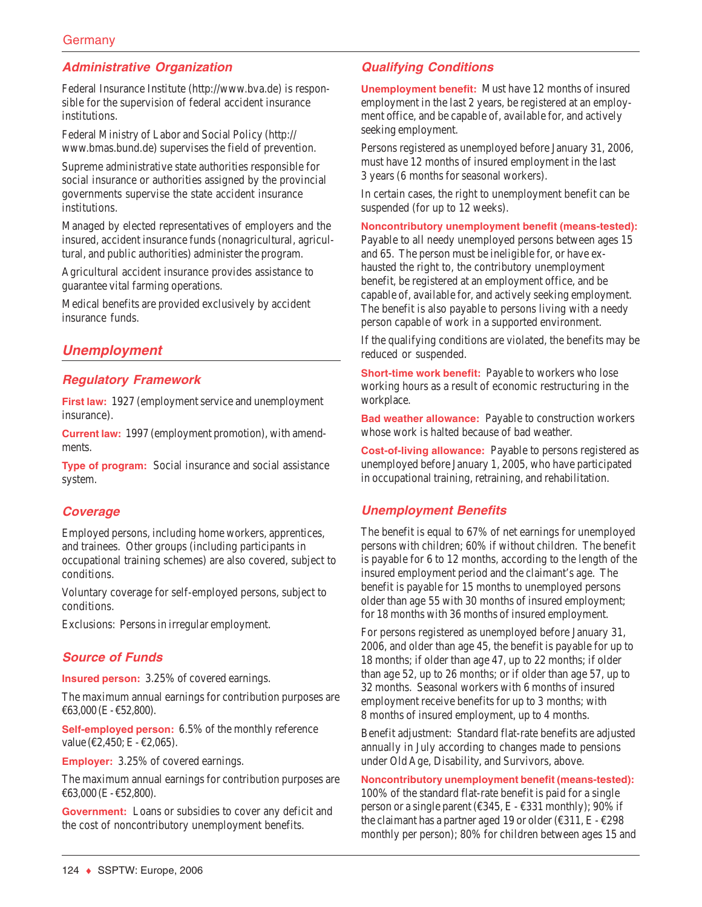### Administrative Organization

Federal Insurance Institute (http://www.bva.de) is responsible for the supervision of federal accident insurance institutions.

Federal Ministry of Labor and Social Policy (http://www.bmas.bund.de) supervises the field of prevention.

Supreme administrative state authorities responsible for social insurance or authorities assigned by the provincial governments supervise the state accident insurance institutions.

Managed by elected representatives of employers and the insured, accident insurance funds (nonagricultural, agricultural, and public authorities) administer the program.

Agricultural accident insurance provides assistance to guarantee vital farming operations.

Medical benefits are provided exclusively by accident insurance funds.

## Unemployment

### Regulatory Framework

**First law:** 1927 (employment service and unemployment insurance).

**Current law:** 1997 (employment promotion), with amendments.

**Type of program:** Social insurance and social assistance system.

### Coverage

Employed persons, including home workers, apprentices, and trainees. Other groups (including participants in occupational training schemes) are also covered, subject to conditions.

Voluntary coverage for self-employed persons, subject to conditions.

Exclusions: Persons in irregular employment.

### Source of Funds

**Insured person:** 3.25% of covered earnings.

The maximum annual earnings for contribution purposes are €63,000 (E - €52,800).

**Self-employed person:** 6.5% of the monthly reference value (€2,450; E - €2,065).

**Employer:** 3.25% of covered earnings.

The maximum annual earnings for contribution purposes are €63,000 (E - €52,800).

**Government:** Loans or subsidies to cover any deficit and the cost of noncontributory unemployment benefits.

### Qualifying Conditions

**Unemployment benefit:** Must have 12 months of insured employment in the last 2 years, be registered at an employment office, and be capable of, available for, and actively seeking employment.

Persons registered as unemployed before January 31, 2006, must have 12 months of insured employment in the last 3 years (6 months for seasonal workers).

In certain cases, the right to unemployment benefit can be suspended (for up to 12 weeks).

**Noncontributory unemployment benefit (means-tested):** Payable to all needy unemployed persons between ages 15 and 65. The person must be ineligible for, or have exhausted the right to, the contributory unemployment benefit, be registered at an employment office, and be capable of, available for, and actively seeking employment. The benefit is also payable to persons living with a needy person capable of work in a supported environment.

If the qualifying conditions are violated, the benefits may be reduced or suspended.

**Short-time work benefit:** Payable to workers who lose working hours as a result of economic restructuring in the workplace.

**Bad weather allowance:** Payable to construction workers whose work is halted because of bad weather.

**Cost-of-living allowance:** Payable to persons registered as unemployed before January 1, 2005, who have participated in occupational training, retraining, and rehabilitation.

### Unemployment Benefits

The benefit is equal to 67% of net earnings for unemployed persons with children; 60% if without children. The benefit is payable for 6 to 12 months, according to the length of the insured employment period and the claimant's age. The benefit is payable for 15 months to unemployed persons older than age 55 with 30 months of insured employment; for 18 months with 36 months of insured employment.

For persons registered as unemployed before January 31, 2006, and older than age 45, the benefit is payable for up to 18 months; if older than age 47, up to 22 months; if older than age 52, up to 26 months; or if older than age 57, up to 32 months. Seasonal workers with 6 months of insured employment receive benefits for up to 3 months; with 8 months of insured employment, up to 4 months.

Benefit adjustment: Standard flat-rate benefits are adjusted annually in July according to changes made to pensions under Old Age, Disability, and Survivors, above.

**Noncontributory unemployment benefit (means-tested):** 100% of the standard flat-rate benefit is paid for a single person or a single parent (€345, E - €331 monthly); 90% if the claimant has a partner aged 19 or older (€311, E - €298 monthly per person); 80% for children between ages 15 and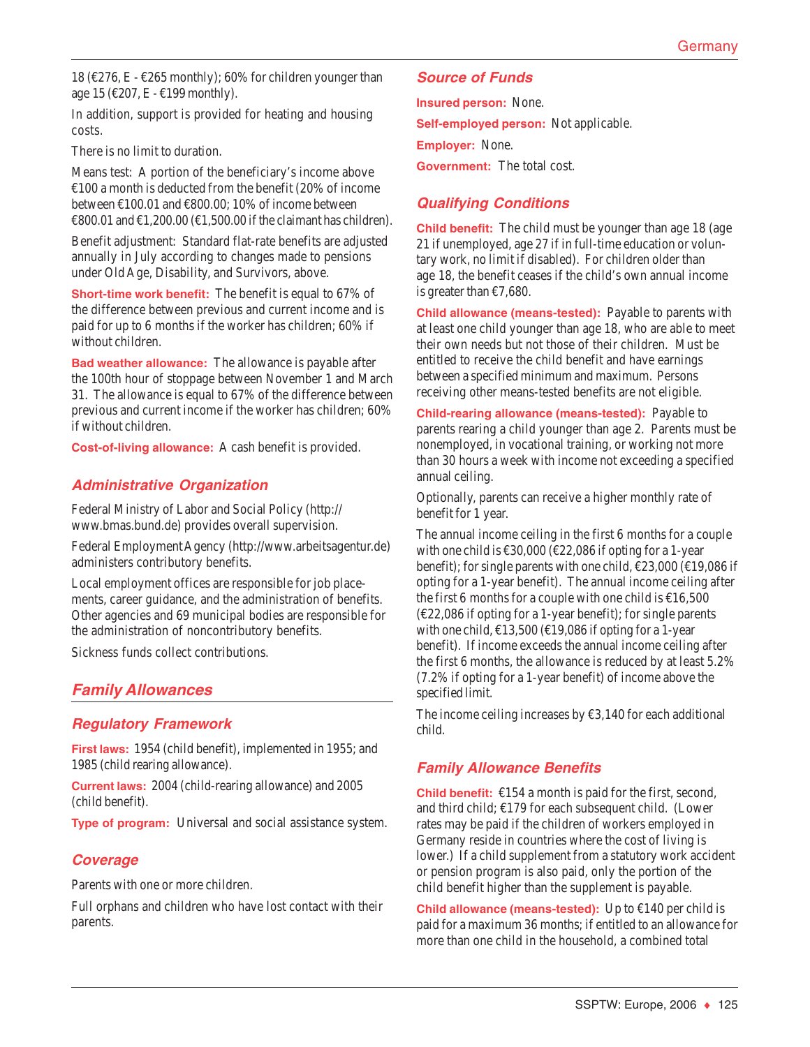18 (€276, E - €265 monthly); 60% for children younger than age 15 (€207, E - €199 monthly).

In addition, support is provided for heating and housing costs.

There is no limit to duration.

Means test: A portion of the beneficiary's income above €100 a month is deducted from the benefit (20% of income between €100.01 and €800.00; 10% of income between €800.01 and €1,200.00 (€1,500.00 if the claimant has children).

Benefit adjustment: Standard flat-rate benefits are adjusted annually in July according to changes made to pensions under Old Age, Disability, and Survivors, above.

**Short-time work benefit:** The benefit is equal to 67% of the difference between previous and current income and is paid for up to 6 months if the worker has children; 60% if without children.

**Bad weather allowance:** The allowance is payable after the 100th hour of stoppage between November 1 and March 31. The allowance is equal to 67% of the difference between previous and current income if the worker has children; 60% if without children.

**Cost-of-living allowance:** A cash benefit is provided.

### Administrative Organization

Federal Ministry of Labor and Social Policy (http://www.bmas.bund.de) provides overall supervision.

Federal Employment Agency (http://www.arbeitsagentur.de) administers contributory benefits.

Local employment offices are responsible for job placements, career guidance, and the administration of benefits. Other agencies and 69 municipal bodies are responsible for the administration of noncontributory benefits.

Sickness funds collect contributions.

## Family Allowances

### Regulatory Framework

**First laws:** 1954 (child benefit), implemented in 1955; and 1985 (child rearing allowance).

**Current laws:** 2004 (child-rearing allowance) and 2005 (child benefit).

**Type of program:** Universal and social assistance system.

### Coverage

Parents with one or more children.

Full orphans and children who have lost contact with their parents.

### Source of Funds

**Insured person:** None.

**Self-employed person:** Not applicable.

**Employer:** None.

**Government:** The total cost.

### Qualifying Conditions

**Child benefit:** The child must be younger than age 18 (age 21 if unemployed, age 27 if in full-time education or voluntary work, no limit if disabled). For children older than age 18, the benefit ceases if the child's own annual income is greater than €7,680.

**Child allowance (means-tested):** Payable to parents with at least one child younger than age 18, who are able to meet their own needs but not those of their children. Must be entitled to receive the child benefit and have earnings between a specified minimum and maximum. Persons receiving other means-tested benefits are not eligible.

**Child-rearing allowance (means-tested):** Payable to parents rearing a child younger than age 2. Parents must be nonemployed, in vocational training, or working not more than 30 hours a week with income not exceeding a specified annual ceiling.

Optionally, parents can receive a higher monthly rate of benefit for 1 year.

The annual income ceiling in the first 6 months for a couple with one child is €30,000 (€22,086 if opting for a 1-year benefit); for single parents with one child, €23,000 (€19,086 if opting for a 1-year benefit). The annual income ceiling after the first 6 months for a couple with one child is €16,500 (€22,086 if opting for a 1-year benefit); for single parents with one child, €13,500 (€19,086 if opting for a 1-year benefit). If income exceeds the annual income ceiling after the first 6 months, the allowance is reduced by at least 5.2% (7.2% if opting for a 1-year benefit) of income above the specified limit.

The income ceiling increases by €3,140 for each additional child.

### Family Allowance Benefits

**Child benefit:** €154 a month is paid for the first, second, and third child; €179 for each subsequent child. (Lower rates may be paid if the children of workers employed in Germany reside in countries where the cost of living is lower.) If a child supplement from a statutory work accident or pension program is also paid, only the portion of the child benefit higher than the supplement is payable.

**Child allowance (means-tested):** Up to €140 per child is paid for a maximum 36 months; if entitled to an allowance for more than one child in the household, a combined total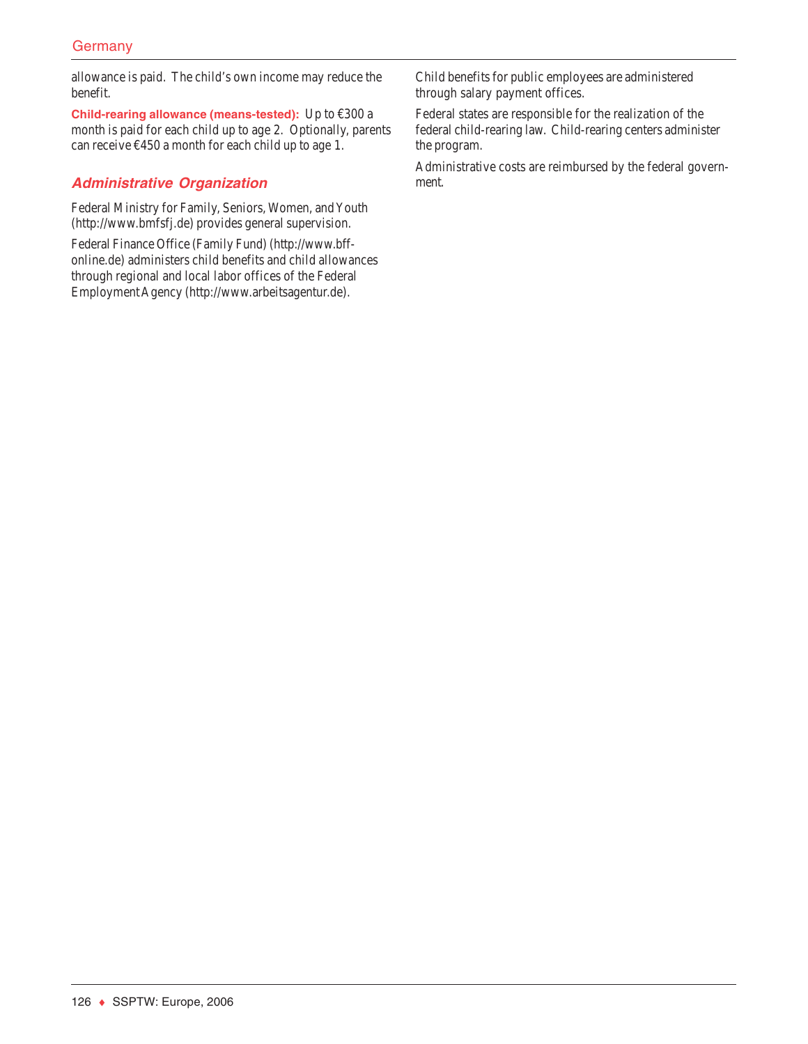allowance is paid. The child's own income may reduce the benefit.

**Child-rearing allowance (means-tested):** Up to €300 a month is paid for each child up to age 2. Optionally, parents can receive €450 a month for each child up to age 1.

## *Administrative Organization*

Federal Ministry for Family, Seniors, Women, and Youth (http://www.bmfsfj.de) provides general supervision.

Federal Finance Office (Family Fund) (http://www.bff-online.de) administers child benefits and child allowances through regional and local labor offices of the Federal Employment Agency (http://www.arbeitsagentur.de).

Child benefits for public employees are administered through salary payment offices.

Federal states are responsible for the realization of the federal child-rearing law. Child-rearing centers administer the program.

Administrative costs are reimbursed by the federal government.